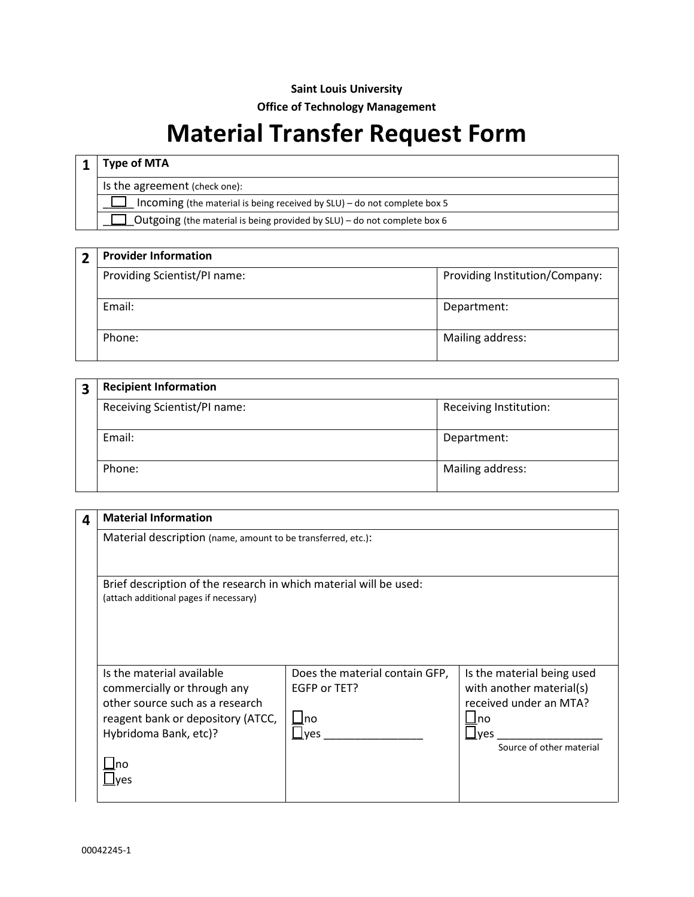**Saint Louis University**

**Office of Technology Management**

# Material Transfer Request Form

| 1 | **Type of MTA** |
|---|---|
| | Is the agreement (check one): |
| | ☐ Incoming (the material is being received by SLU) – do not complete box 5 |
| | ☐ Outgoing (the material is being provided by SLU) – do not complete box 6 |

| 2 | **Provider Information** | |
|---|---|---|
| | Providing Scientist/PI name: | Providing Institution/Company: |
| | Email: | Department: |
| | Phone: | Mailing address: |

| 3 | **Recipient Information** | |
|---|---|---|
| | Receiving Scientist/PI name: | Receiving Institution: |
| | Email: | Department: |
| | Phone: | Mailing address: |

| 4 | **Material Information** | | |
|---|---|---|---|
| | Material description (name, amount to be transferred, etc.): | | |
| | Brief description of the research in which material will be used: (attach additional pages if necessary) | | |
| | Is the material available commercially or through any other source such as a research reagent bank or depository (ATCC, Hybridoma Bank, etc)?<br><br>☐no<br>☐yes | Does the material contain GFP, EGFP or TET?<br><br>☐no<br>☐yes ________________ | Is the material being used with another material(s) received under an MTA?<br>☐no<br>☐yes _________________<br>Source of other material |

00042245-1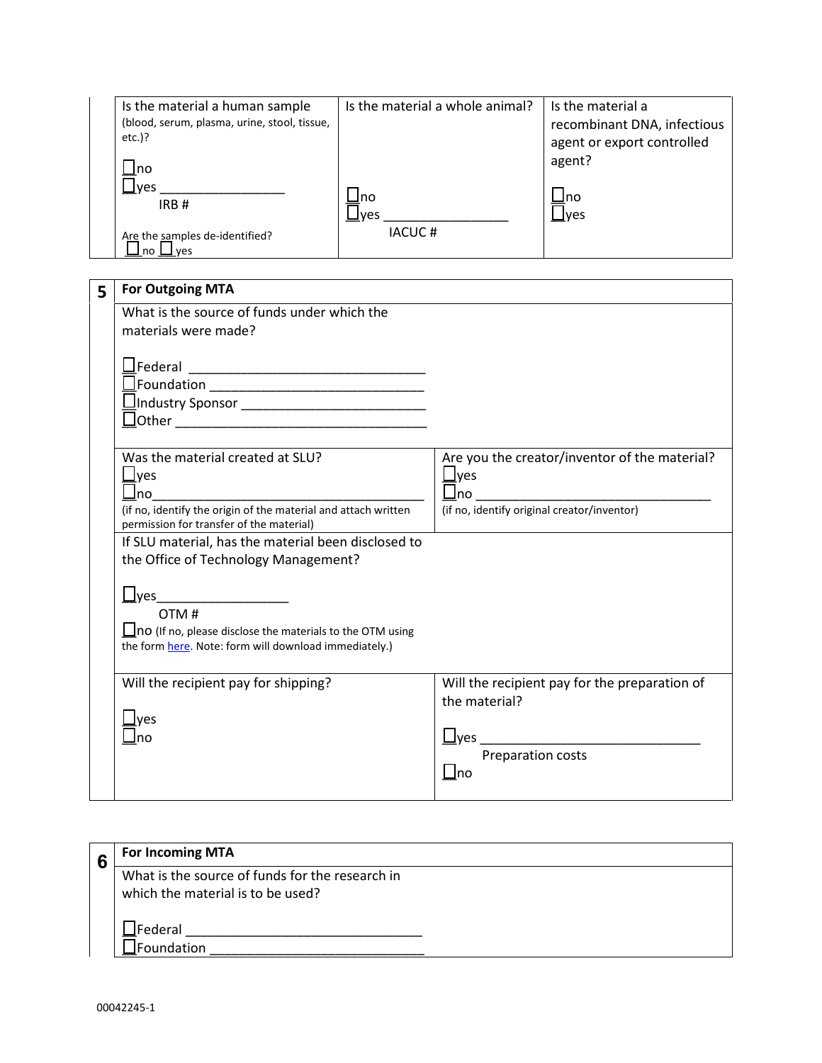| Is the material a human sample (blood, serum, plasma, urine, stool, tissue, etc.)? | Is the material a whole animal? | Is the material a recombinant DNA, infectious agent or export controlled agent? |
|---|---|---|
| ☐no<br>☐yes _________________<br>IRB #<br><br>Are the samples de-identified?<br>☐ no ☐ yes | ☐no<br>☐yes _________________<br>IACUC # | ☐no<br>☐yes |

| 5 | For Outgoing MTA | |
|---|---|---|
| | What is the source of funds under which the materials were made?<br><br>☐Federal _________________________________<br>☐Foundation ______________________________<br>☐Industry Sponsor __________________________<br>☐Other ___________________________________ | |
| | Was the material created at SLU?<br>☐yes<br>☐no_____________________________________<br>(if no, identify the origin of the material and attach written permission for transfer of the material) | Are you the creator/inventor of the material?<br>☐yes<br>☐no ________________________________<br>(if no, identify original creator/inventor) |
| | If SLU material, has the material been disclosed to the Office of Technology Management?<br><br>☐yes__________________<br>OTM #<br>☐no (If no, please disclose the materials to the OTM using the form here. Note: form will download immediately.) | |
| | Will the recipient pay for shipping?<br><br>☐yes<br>☐no | Will the recipient pay for the preparation of the material?<br><br>☐yes ______________________________<br>Preparation costs<br>☐no |

| 6 | For Incoming MTA |
|---|---|
| | What is the source of funds for the research in which the material is to be used?<br><br>☐Federal ________________________________<br>☐Foundation _____________________________ |

00042245-1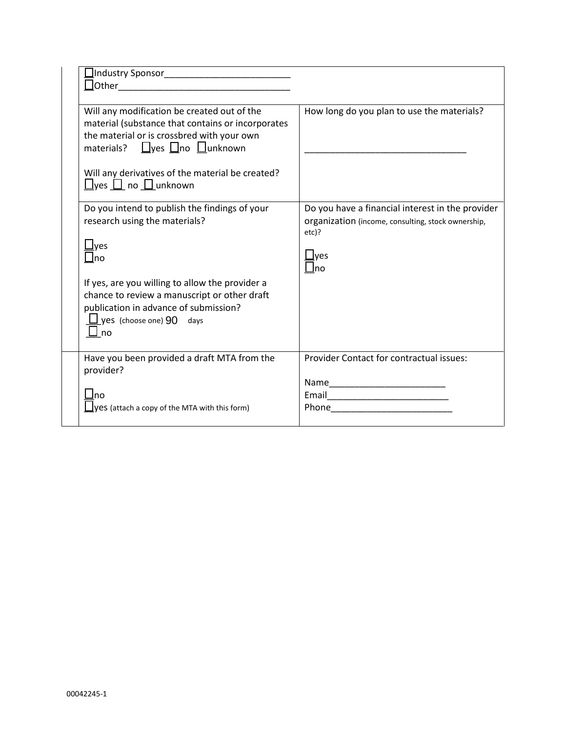| | |
|---|---|
| ☐Industry Sponsor_________________________<br>☐Other__________________________________ | |
| Will any modification be created out of the material (substance that contains or incorporates the material or is crossbred with your own materials? ☐yes ☐no ☐unknown<br><br>Will any derivatives of the material be created?<br>☐yes ☐ no ☐unknown | How long do you plan to use the materials?<br><br>________________________________ |
| Do you intend to publish the findings of your research using the materials?<br><br>☐yes<br>☐no<br><br>If yes, are you willing to allow the provider a chance to review a manuscript or other draft publication in advance of submission?<br>☐ yes (choose one) 90 days<br>☐ no | Do you have a financial interest in the provider organization (income, consulting, stock ownership, etc)?<br><br>☐yes<br>☐no |
| Have you been provided a draft MTA from the provider?<br><br>☐no<br>☐yes (attach a copy of the MTA with this form) | Provider Contact for contractual issues:<br><br>Name_______________________<br>Email________________________<br>Phone________________________ |

00042245-1